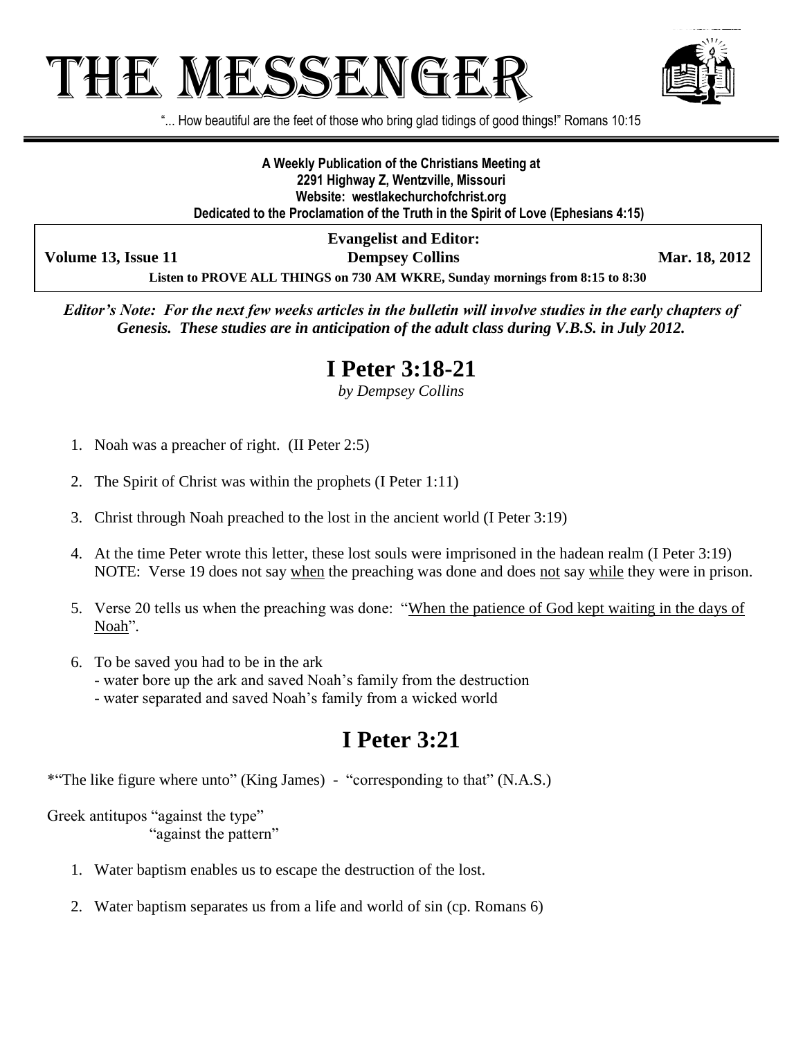# THE MESSENGER

"... How beautiful are the feet of those who bring glad tidings of good things!" Romans 10:15

**A Weekly Publication of the Christians Meeting at**
**2291 Highway Z, Wentzville, Missouri**
**Website: westlakechurchofchrist.org**
**Dedicated to the Proclamation of the Truth in the Spirit of Love (Ephesians 4:15)**

**Evangelist and Editor:**

**Volume 13, Issue 11** — **Dempsey Collins** — **Mar. 18, 2012**

**Listen to PROVE ALL THINGS on 730 AM WKRE, Sunday mornings from 8:15 to 8:30**

***Editor's Note: For the next few weeks articles in the bulletin will involve studies in the early chapters of Genesis. These studies are in anticipation of the adult class during V.B.S. in July 2012.***

## I Peter 3:18-21

*by Dempsey Collins*

1. Noah was a preacher of right. (II Peter 2:5)

2. The Spirit of Christ was within the prophets (I Peter 1:11)

3. Christ through Noah preached to the lost in the ancient world (I Peter 3:19)

4. At the time Peter wrote this letter, these lost souls were imprisoned in the hadean realm (I Peter 3:19)
   NOTE: Verse 19 does not say when the preaching was done and does not say while they were in prison.

5. Verse 20 tells us when the preaching was done: "When the patience of God kept waiting in the days of Noah".

6. To be saved you had to be in the ark
   - water bore up the ark and saved Noah's family from the destruction
   - water separated and saved Noah's family from a wicked world

## I Peter 3:21

*"The like figure where unto" (King James) - "corresponding to that" (N.A.S.)

Greek antitupos "against the type"
"against the pattern"

1. Water baptism enables us to escape the destruction of the lost.

2. Water baptism separates us from a life and world of sin (cp. Romans 6)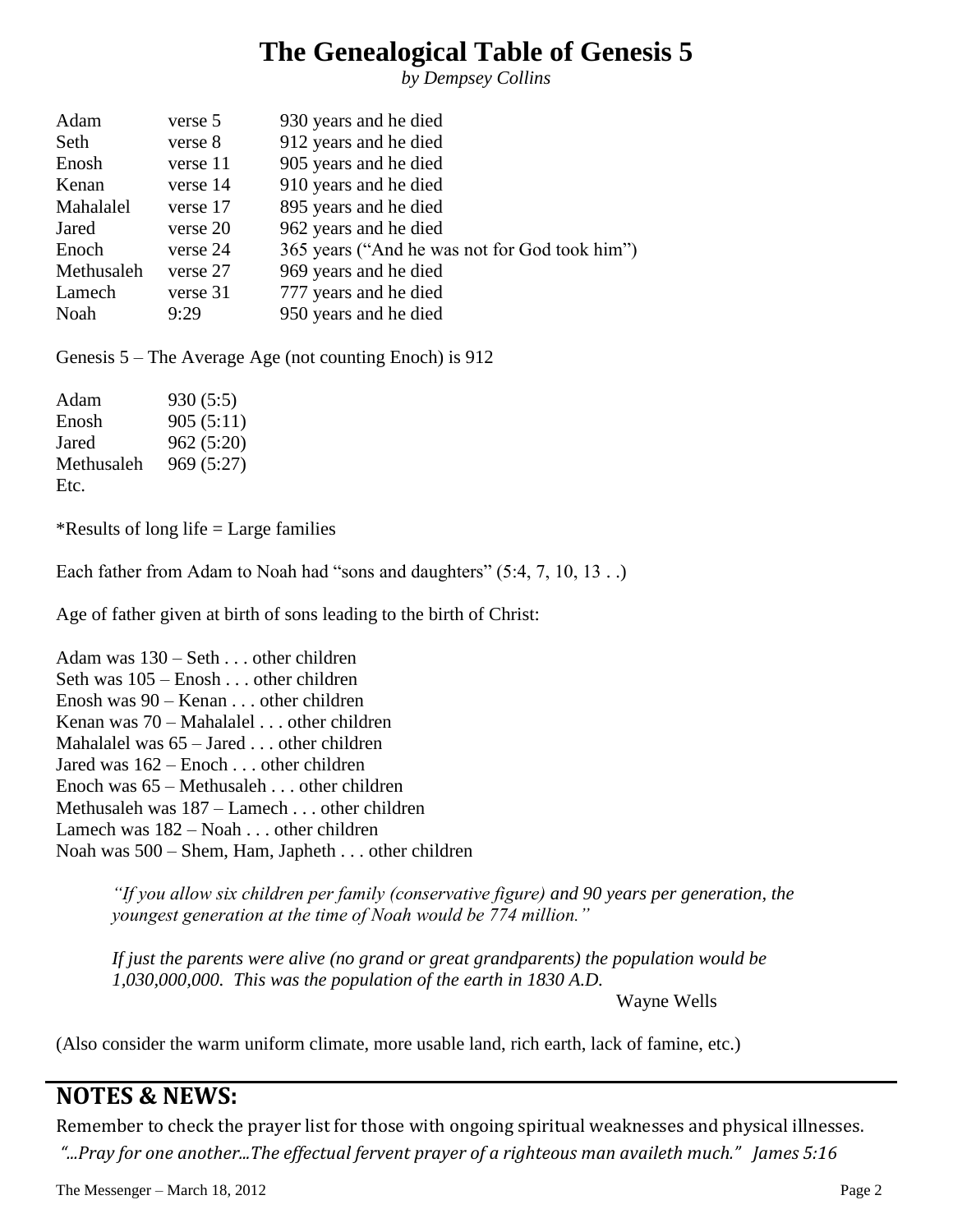# The Genealogical Table of Genesis 5

*by Dempsey Collins*

| | | |
|---|---|---|
| Adam | verse 5 | 930 years and he died |
| Seth | verse 8 | 912 years and he died |
| Enosh | verse 11 | 905 years and he died |
| Kenan | verse 14 | 910 years and he died |
| Mahalalel | verse 17 | 895 years and he died |
| Jared | verse 20 | 962 years and he died |
| Enoch | verse 24 | 365 years ("And he was not for God took him") |
| Methusaleh | verse 27 | 969 years and he died |
| Lamech | verse 31 | 777 years and he died |
| Noah | 9:29 | 950 years and he died |

Genesis 5 – The Average Age (not counting Enoch) is 912

| | |
|---|---|
| Adam | 930 (5:5) |
| Enosh | 905 (5:11) |
| Jared | 962 (5:20) |
| Methusaleh | 969 (5:27) |
| Etc. | |

*Results of long life = Large families

Each father from Adam to Noah had "sons and daughters" (5:4, 7, 10, 13 . .)

Age of father given at birth of sons leading to the birth of Christ:

Adam was 130 – Seth . . . other children
Seth was 105 – Enosh . . . other children
Enosh was 90 – Kenan . . . other children
Kenan was 70 – Mahalalel . . . other children
Mahalalel was 65 – Jared . . . other children
Jared was 162 – Enoch . . . other children
Enoch was 65 – Methusaleh . . . other children
Methusaleh was 187 – Lamech . . . other children
Lamech was 182 – Noah . . . other children
Noah was 500 – Shem, Ham, Japheth . . . other children

> *"If you allow six children per family (conservative figure) and 90 years per generation, the youngest generation at the time of Noah would be 774 million."*
>
> *If just the parents were alive (no grand or great grandparents) the population would be 1,030,000,000. This was the population of the earth in 1830 A.D.*
>
> Wayne Wells

(Also consider the warm uniform climate, more usable land, rich earth, lack of famine, etc.)

## NOTES & NEWS:

Remember to check the prayer list for those with ongoing spiritual weaknesses and physical illnesses.

*"...Pray for one another...The effectual fervent prayer of a righteous man availeth much." James 5:16*